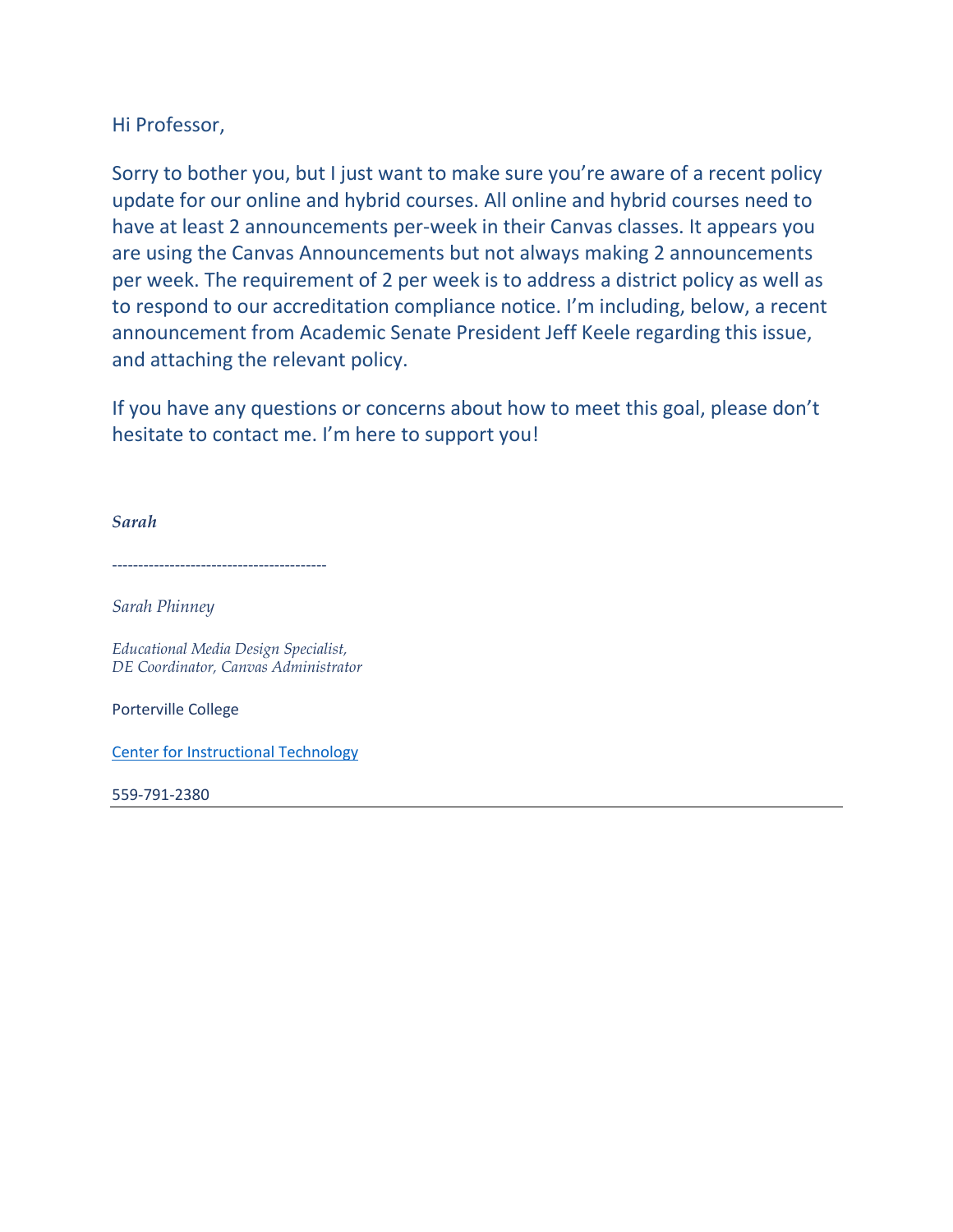Hi Professor,

Sorry to bother you, but I just want to make sure you're aware of a recent policy update for our online and hybrid courses. All online and hybrid courses need to have at least 2 announcements per-week in their Canvas classes. It appears you are using the Canvas Announcements but not always making 2 announcements per week. The requirement of 2 per week is to address a district policy as well as to respond to our accreditation compliance notice. I'm including, below, a recent announcement from Academic Senate President Jeff Keele regarding this issue, and attaching the relevant policy.

If you have any questions or concerns about how to meet this goal, please don't hesitate to contact me. I'm here to support you!

***Sarah***

----------------------------------------

*Sarah Phinney*

*Educational Media Design Specialist,*
*DE Coordinator, Canvas Administrator*

Porterville College

Center for Instructional Technology

559-791-2380

---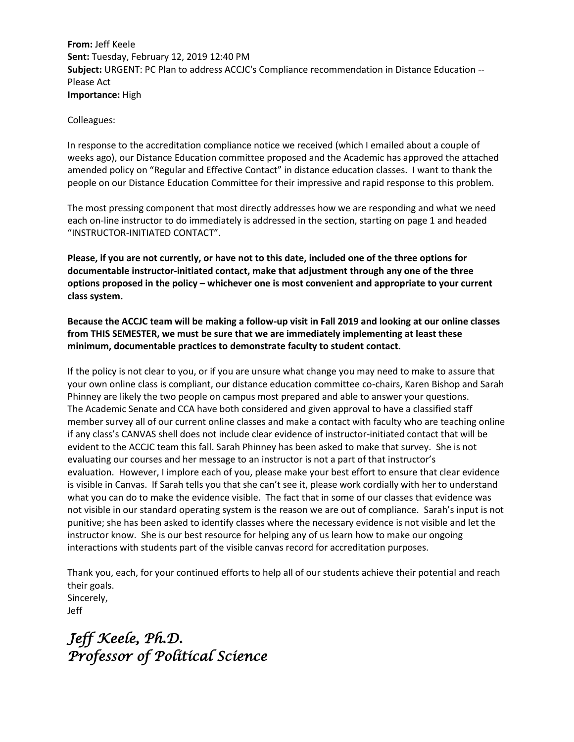**From:** Jeff Keele
**Sent:** Tuesday, February 12, 2019 12:40 PM
**Subject:** URGENT: PC Plan to address ACCJC's Compliance recommendation in Distance Education -- Please Act
**Importance:** High

Colleagues:

In response to the accreditation compliance notice we received (which I emailed about a couple of weeks ago), our Distance Education committee proposed and the Academic has approved the attached amended policy on "Regular and Effective Contact" in distance education classes. I want to thank the people on our Distance Education Committee for their impressive and rapid response to this problem.

The most pressing component that most directly addresses how we are responding and what we need each on-line instructor to do immediately is addressed in the section, starting on page 1 and headed "INSTRUCTOR-INITIATED CONTACT".

**Please, if you are not currently, or have not to this date, included one of the three options for documentable instructor-initiated contact, make that adjustment through any one of the three options proposed in the policy – whichever one is most convenient and appropriate to your current class system.**

**Because the ACCJC team will be making a follow-up visit in Fall 2019 and looking at our online classes from THIS SEMESTER, we must be sure that we are immediately implementing at least these minimum, documentable practices to demonstrate faculty to student contact.**

If the policy is not clear to you, or if you are unsure what change you may need to make to assure that your own online class is compliant, our distance education committee co-chairs, Karen Bishop and Sarah Phinney are likely the two people on campus most prepared and able to answer your questions.
The Academic Senate and CCA have both considered and given approval to have a classified staff member survey all of our current online classes and make a contact with faculty who are teaching online if any class's CANVAS shell does not include clear evidence of instructor-initiated contact that will be evident to the ACCJC team this fall. Sarah Phinney has been asked to make that survey. She is not evaluating our courses and her message to an instructor is not a part of that instructor's evaluation. However, I implore each of you, please make your best effort to ensure that clear evidence is visible in Canvas. If Sarah tells you that she can't see it, please work cordially with her to understand what you can do to make the evidence visible. The fact that in some of our classes that evidence was not visible in our standard operating system is the reason we are out of compliance. Sarah's input is not punitive; she has been asked to identify classes where the necessary evidence is not visible and let the instructor know. She is our best resource for helping any of us learn how to make our ongoing interactions with students part of the visible canvas record for accreditation purposes.

Thank you, each, for your continued efforts to help all of our students achieve their potential and reach their goals.
Sincerely,
Jeff

*Jeff Keele, Ph.D.*
*Professor of Political Science*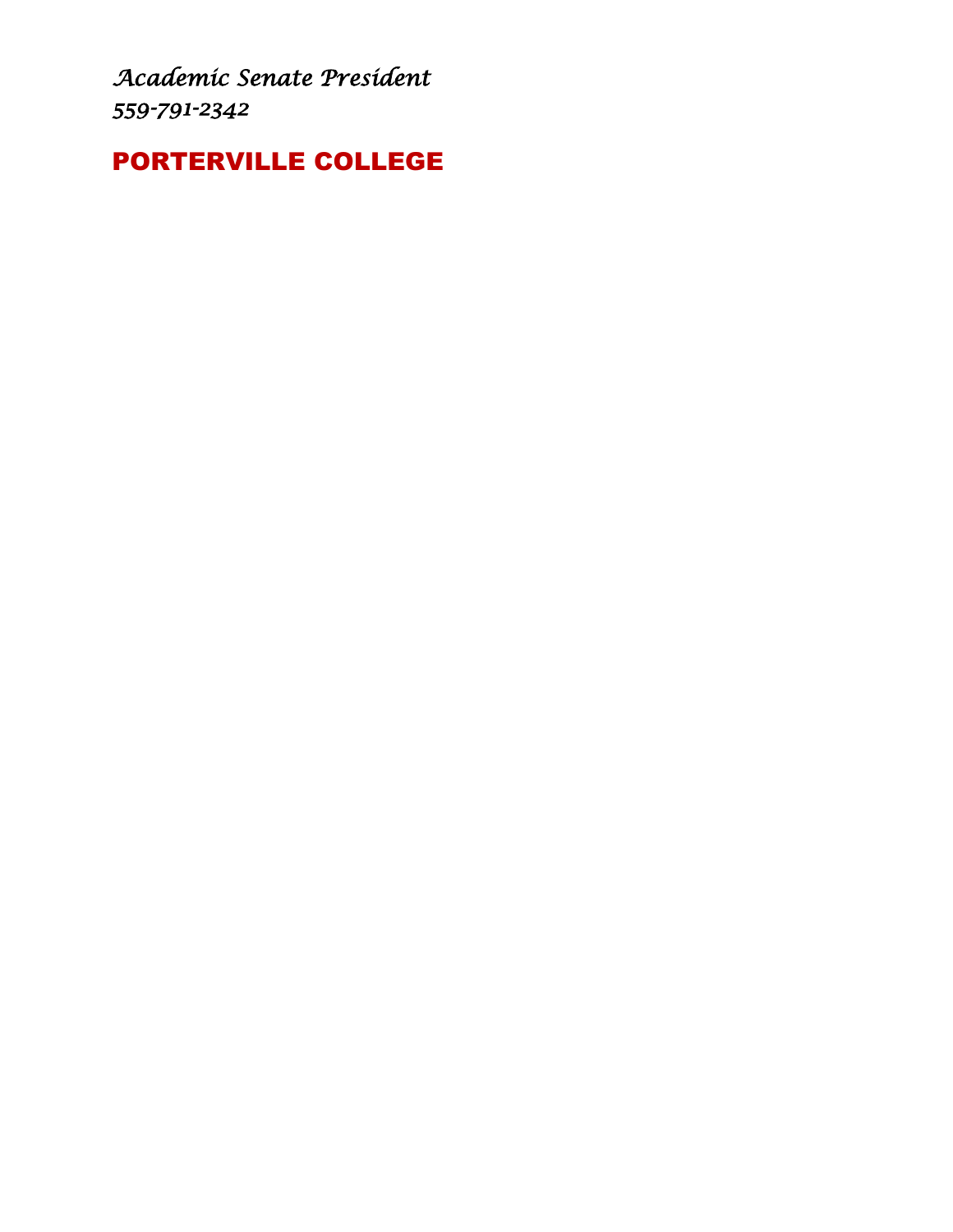*Academic Senate President*
*559-791-2342*

**PORTERVILLE COLLEGE**